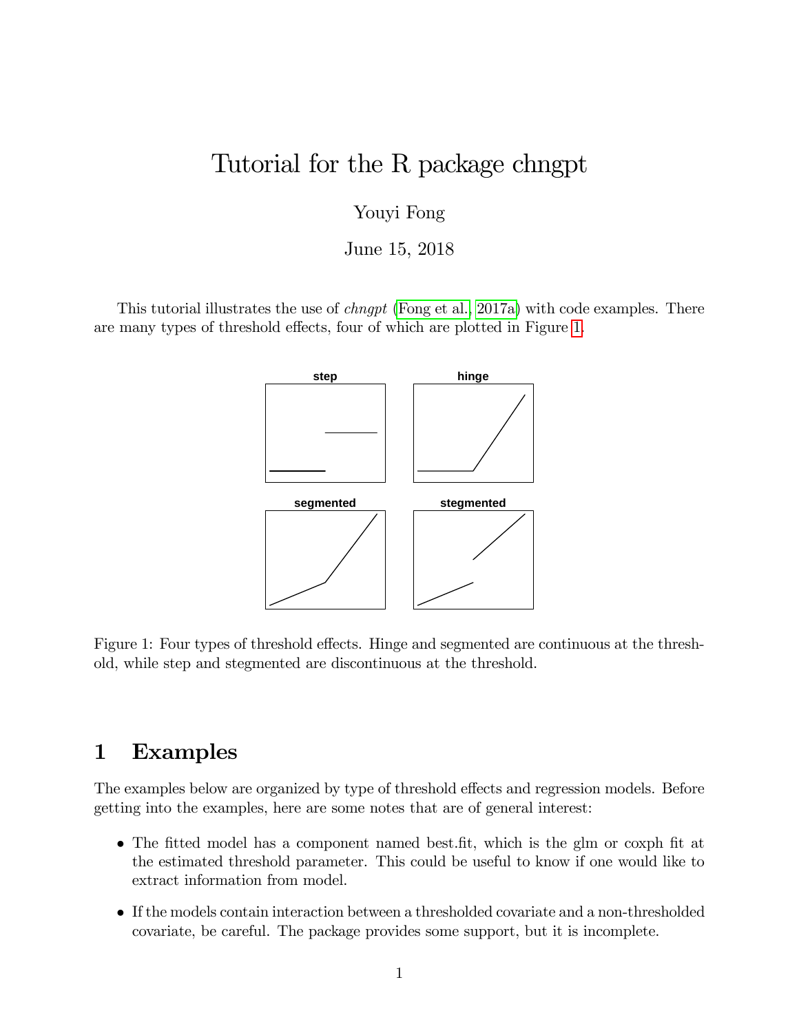# Tutorial for the R package chngpt

Youyi Fong

June 15, 2018

This tutorial illustrates the use of *chngpt* (Fong et al., 2017a) with code examples. There are many types of threshold effects, four of which are plotted in Figure 1.

Figure 1: Four types of threshold effects. Hinge and segmented are continuous at the threshold, while step and stegmented are discontinuous at the threshold.

## 1 Examples

The examples below are organized by type of threshold effects and regression models. Before getting into the examples, here are some notes that are of general interest:

- The fitted model has a component named best.fit, which is the glm or coxph fit at the estimated threshold parameter. This could be useful to know if one would like to extract information from model.
- If the models contain interaction between a thresholded covariate and a non-thresholded covariate, be careful. The package provides some support, but it is incomplete.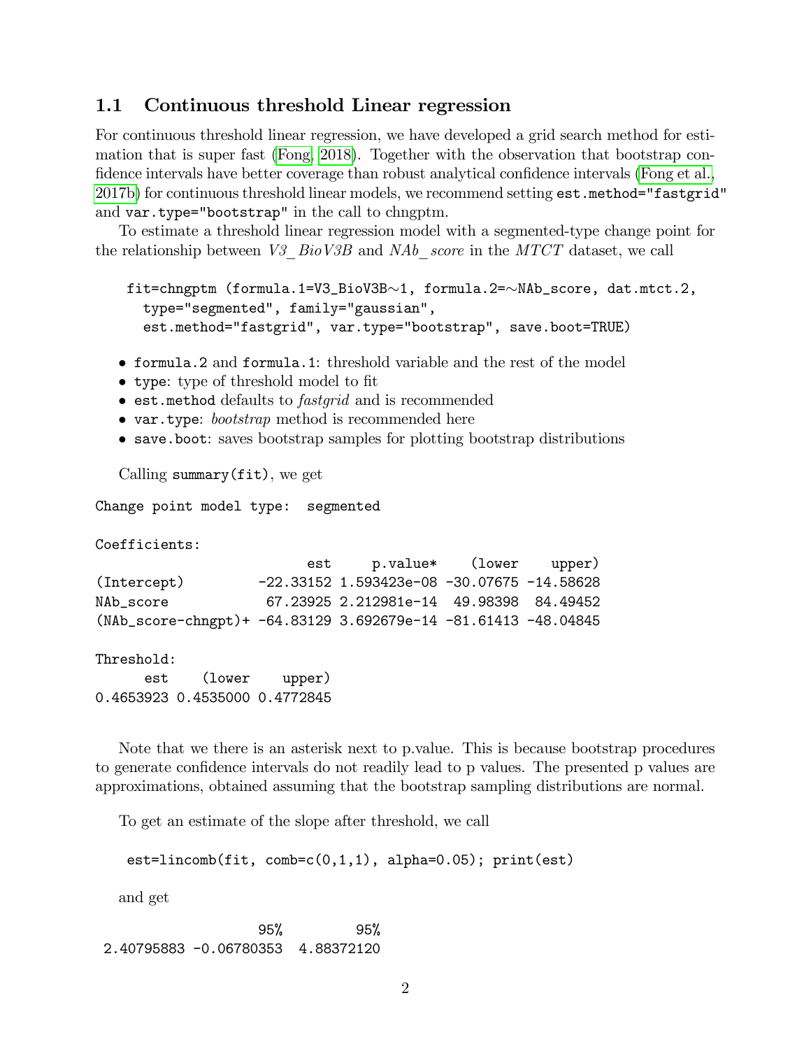## 1.1 Continuous threshold Linear regression

For continuous threshold linear regression, we have developed a grid search method for estimation that is super fast (Fong, 2018). Together with the observation that bootstrap confidence intervals have better coverage than robust analytical confidence intervals (Fong et al., 2017b) for continuous threshold linear models, we recommend setting `est.method="fastgrid"` and `var.type="bootstrap"` in the call to chngptm.

To estimate a threshold linear regression model with a segmented-type change point for the relationship between *V3_BioV3B* and *NAb_score* in the *MTCT* dataset, we call

```
fit=chngptm (formula.1=V3_BioV3B~1, formula.2=~NAb_score, dat.mtct.2,
  type="segmented", family="gaussian",
  est.method="fastgrid", var.type="bootstrap", save.boot=TRUE)
```

- `formula.2` and `formula.1`: threshold variable and the rest of the model
- `type`: type of threshold model to fit
- `est.method` defaults to *fastgrid* and is recommended
- `var.type`: *bootstrap* method is recommended here
- `save.boot`: saves bootstrap samples for plotting bootstrap distributions

Calling `summary(fit)`, we get

```
Change point model type:  segmented

Coefficients:
                          est     p.value*    (lower    upper)
(Intercept)         -22.33152 1.593423e-08 -30.07675 -14.58628
NAb_score            67.23925 2.212981e-14  49.98398  84.49452
(NAb_score-chngpt)+ -64.83129 3.692679e-14 -81.61413 -48.04845

Threshold:
      est    (lower    upper)
0.4653923 0.4535000 0.4772845
```

Note that we there is an asterisk next to p.value. This is because bootstrap procedures to generate confidence intervals do not readily lead to p values. The presented p values are approximations, obtained assuming that the bootstrap sampling distributions are normal.

To get an estimate of the slope after threshold, we call

```
est=lincomb(fit, comb=c(0,1,1), alpha=0.05); print(est)
```

and get

```
                   95%         95%
 2.40795883 -0.06780353  4.88372120
```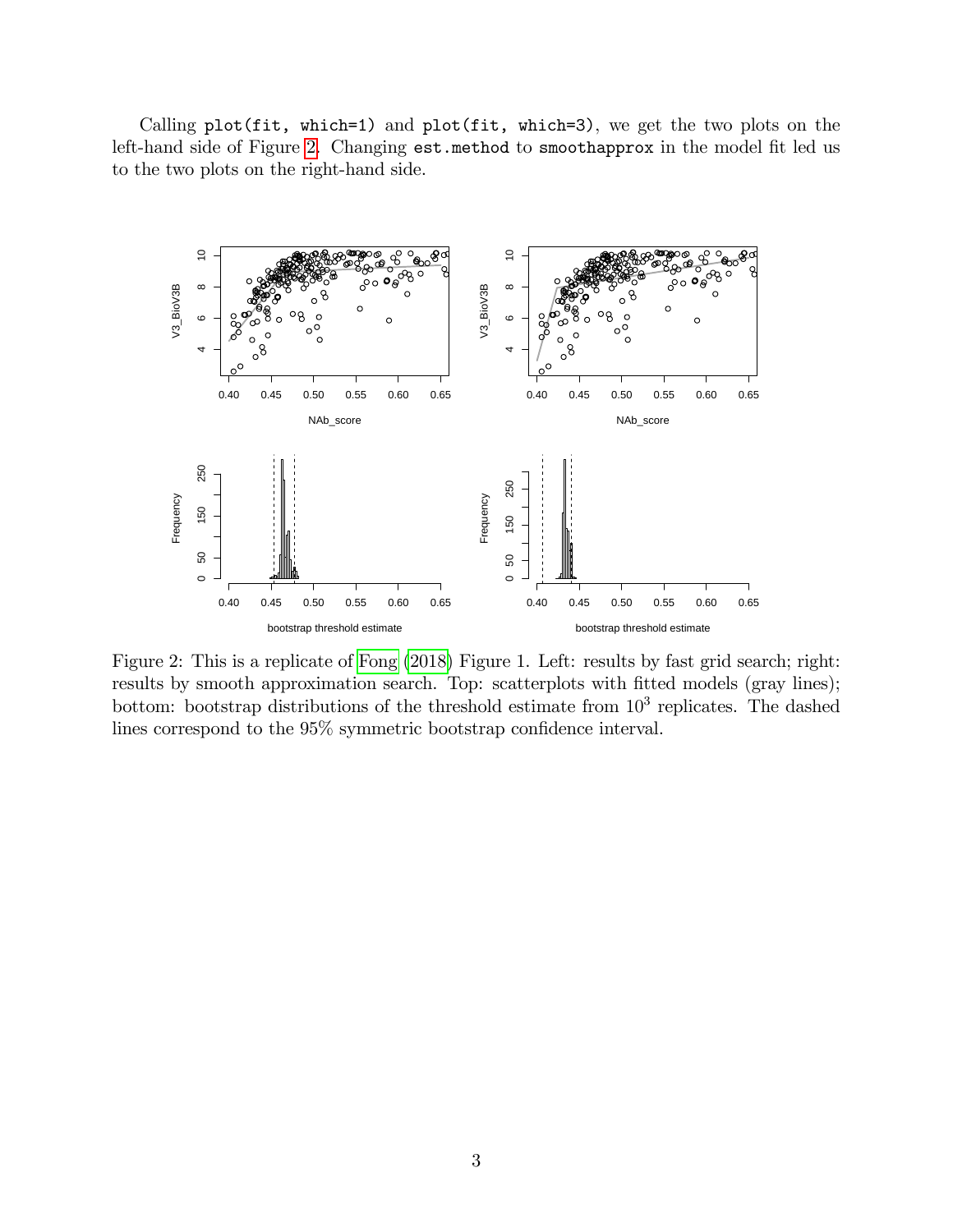Calling `plot(fit, which=1)` and `plot(fit, which=3)`, we get the two plots on the left-hand side of Figure 2. Changing `est.method` to `smoothapprox` in the model fit led us to the two plots on the right-hand side.

Figure 2: This is a replicate of Fong (2018) Figure 1. Left: results by fast grid search; right: results by smooth approximation search. Top: scatterplots with fitted models (gray lines); bottom: bootstrap distributions of the threshold estimate from $10^3$ replicates. The dashed lines correspond to the 95% symmetric bootstrap confidence interval.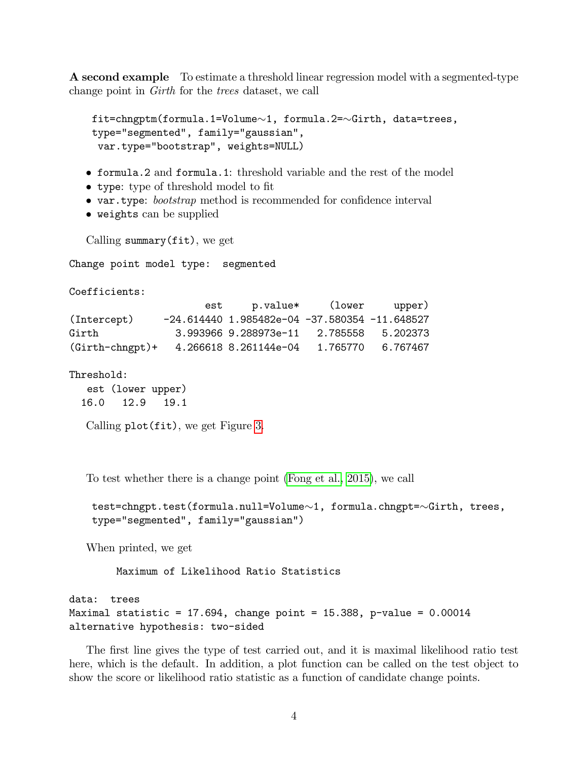**A second example** To estimate a threshold linear regression model with a segmented-type change point in *Girth* for the *trees* dataset, we call

```
fit=chngptm(formula.1=Volume~1, formula.2=~Girth, data=trees,
type="segmented", family="gaussian",
 var.type="bootstrap", weights=NULL)
```

- `formula.2` and `formula.1`: threshold variable and the rest of the model
- `type`: type of threshold model to fit
- `var.type`: *bootstrap* method is recommended for confidence interval
- `weights` can be supplied

Calling `summary(fit)`, we get

```
Change point model type:  segmented

Coefficients:
                      est     p.value*     (lower     upper)
(Intercept)     -24.614440 1.985482e-04 -37.580354 -11.648527
Girth             3.993966 9.288973e-11   2.785558   5.202373
(Girth-chngpt)+   4.266618 8.261144e-04   1.765770   6.767467

Threshold:
   est (lower upper)
  16.0   12.9   19.1
```

Calling `plot(fit)`, we get Figure 3.

To test whether there is a change point (Fong et al., 2015), we call

```
test=chngpt.test(formula.null=Volume~1, formula.chngpt=~Girth, trees,
type="segmented", family="gaussian")
```

When printed, we get

```
        Maximum of Likelihood Ratio Statistics

data:  trees
Maximal statistic = 17.694, change point = 15.388, p-value = 0.00014
alternative hypothesis: two-sided
```

The first line gives the type of test carried out, and it is maximal likelihood ratio test here, which is the default. In addition, a plot function can be called on the test object to show the score or likelihood ratio statistic as a function of candidate change points.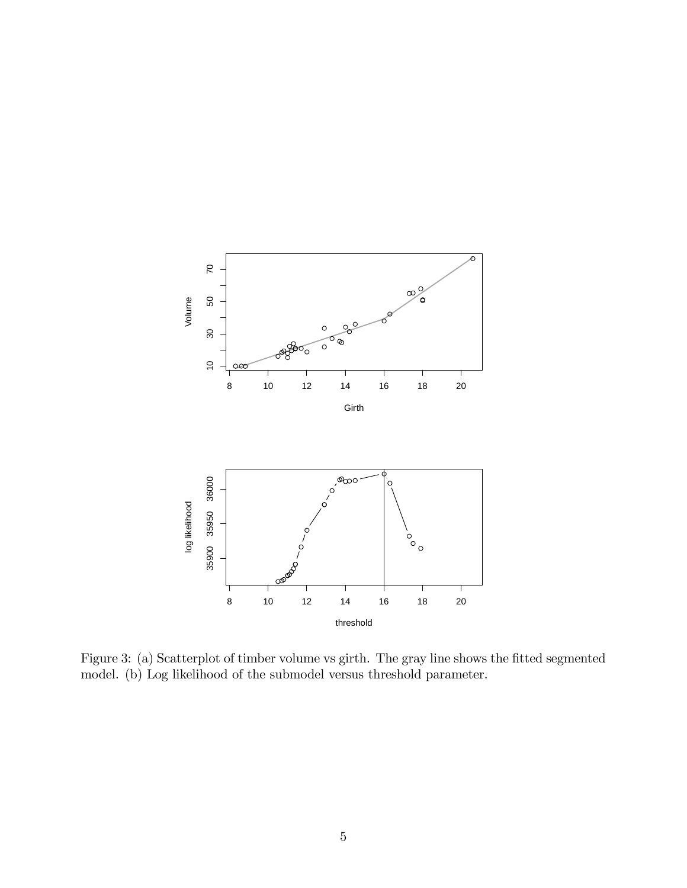Figure 3: (a) Scatterplot of timber volume vs girth. The gray line shows the fitted segmented model. (b) Log likelihood of the submodel versus threshold parameter.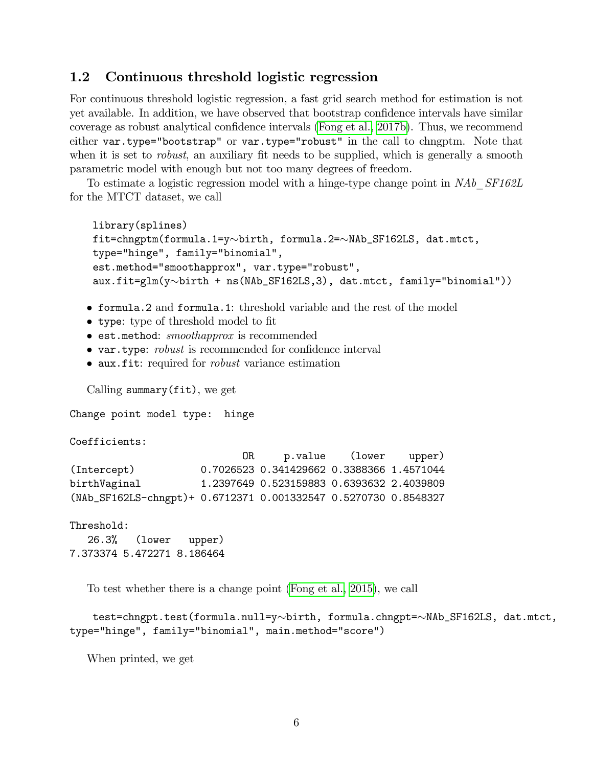## 1.2 Continuous threshold logistic regression

For continuous threshold logistic regression, a fast grid search method for estimation is not yet available. In addition, we have observed that bootstrap confidence intervals have similar coverage as robust analytical confidence intervals (Fong et al., 2017b). Thus, we recommend either `var.type="bootstrap"` or `var.type="robust"` in the call to chngptm. Note that when it is set to *robust*, an auxiliary fit needs to be supplied, which is generally a smooth parametric model with enough but not too many degrees of freedom.

To estimate a logistic regression model with a hinge-type change point in *NAb_SF162L* for the MTCT dataset, we call

```
library(splines)
fit=chngptm(formula.1=y~birth, formula.2=~NAb_SF162LS, dat.mtct,
type="hinge", family="binomial",
est.method="smoothapprox", var.type="robust",
aux.fit=glm(y~birth + ns(NAb_SF162LS,3), dat.mtct, family="binomial"))
```

- `formula.2` and `formula.1`: threshold variable and the rest of the model
- `type`: type of threshold model to fit
- `est.method`: *smoothapprox* is recommended
- `var.type`: *robust* is recommended for confidence interval
- `aux.fit`: required for *robust* variance estimation

Calling `summary(fit)`, we get

```
Change point model type:  hinge

Coefficients:
                             OR     p.value    (lower    upper)
(Intercept)           0.7026523 0.341429662 0.3388366 1.4571044
birthVaginal          1.2397649 0.523159883 0.6393632 2.4039809
(NAb_SF162LS-chngpt)+ 0.6712371 0.001332547 0.5270730 0.8548327

Threshold:
   26.3%   (lower   upper)
7.373374 5.472271 8.186464
```

To test whether there is a change point (Fong et al., 2015), we call

```
test=chngpt.test(formula.null=y~birth, formula.chngpt=~NAb_SF162LS, dat.mtct,
type="hinge", family="binomial", main.method="score")
```

When printed, we get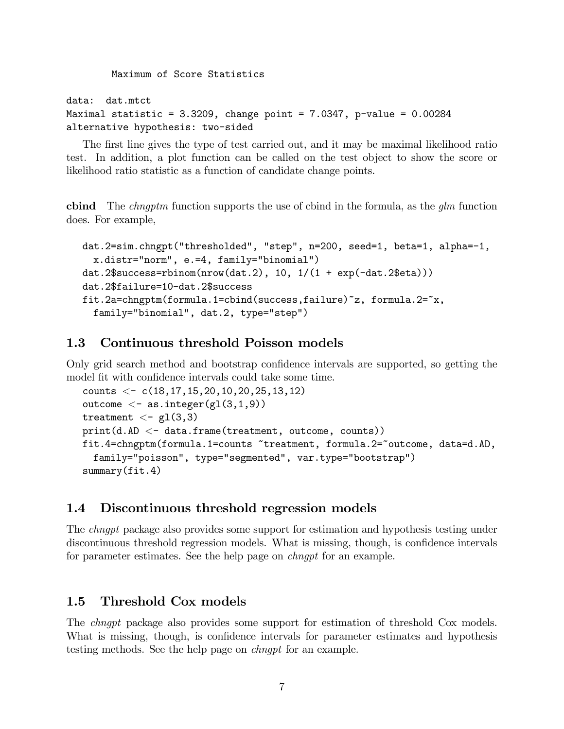```
        Maximum of Score Statistics

data:  dat.mtct
Maximal statistic = 3.3209, change point = 7.0347, p-value = 0.00284
alternative hypothesis: two-sided
```

The first line gives the type of test carried out, and it may be maximal likelihood ratio test. In addition, a plot function can be called on the test object to show the score or likelihood ratio statistic as a function of candidate change points.

**cbind** The *chngptm* function supports the use of cbind in the formula, as the *glm* function does. For example,

```
dat.2=sim.chngpt("thresholded", "step", n=200, seed=1, beta=1, alpha=-1,
  x.distr="norm", e.=4, family="binomial")
dat.2$success=rbinom(nrow(dat.2), 10, 1/(1 + exp(-dat.2$eta)))
dat.2$failure=10-dat.2$success
fit.2a=chngptm(formula.1=cbind(success,failure)~z, formula.2=~x,
  family="binomial", dat.2, type="step")
```

## 1.3 Continuous threshold Poisson models

Only grid search method and bootstrap confidence intervals are supported, so getting the model fit with confidence intervals could take some time.

```
counts <- c(18,17,15,20,10,20,25,13,12)
outcome <- as.integer(gl(3,1,9))
treatment <- gl(3,3)
print(d.AD <- data.frame(treatment, outcome, counts))
fit.4=chngptm(formula.1=counts ~treatment, formula.2=~outcome, data=d.AD,
  family="poisson", type="segmented", var.type="bootstrap")
summary(fit.4)
```

## 1.4 Discontinuous threshold regression models

The *chngpt* package also provides some support for estimation and hypothesis testing under discontinuous threshold regression models. What is missing, though, is confidence intervals for parameter estimates. See the help page on *chngpt* for an example.

## 1.5 Threshold Cox models

The *chngpt* package also provides some support for estimation of threshold Cox models. What is missing, though, is confidence intervals for parameter estimates and hypothesis testing methods. See the help page on *chngpt* for an example.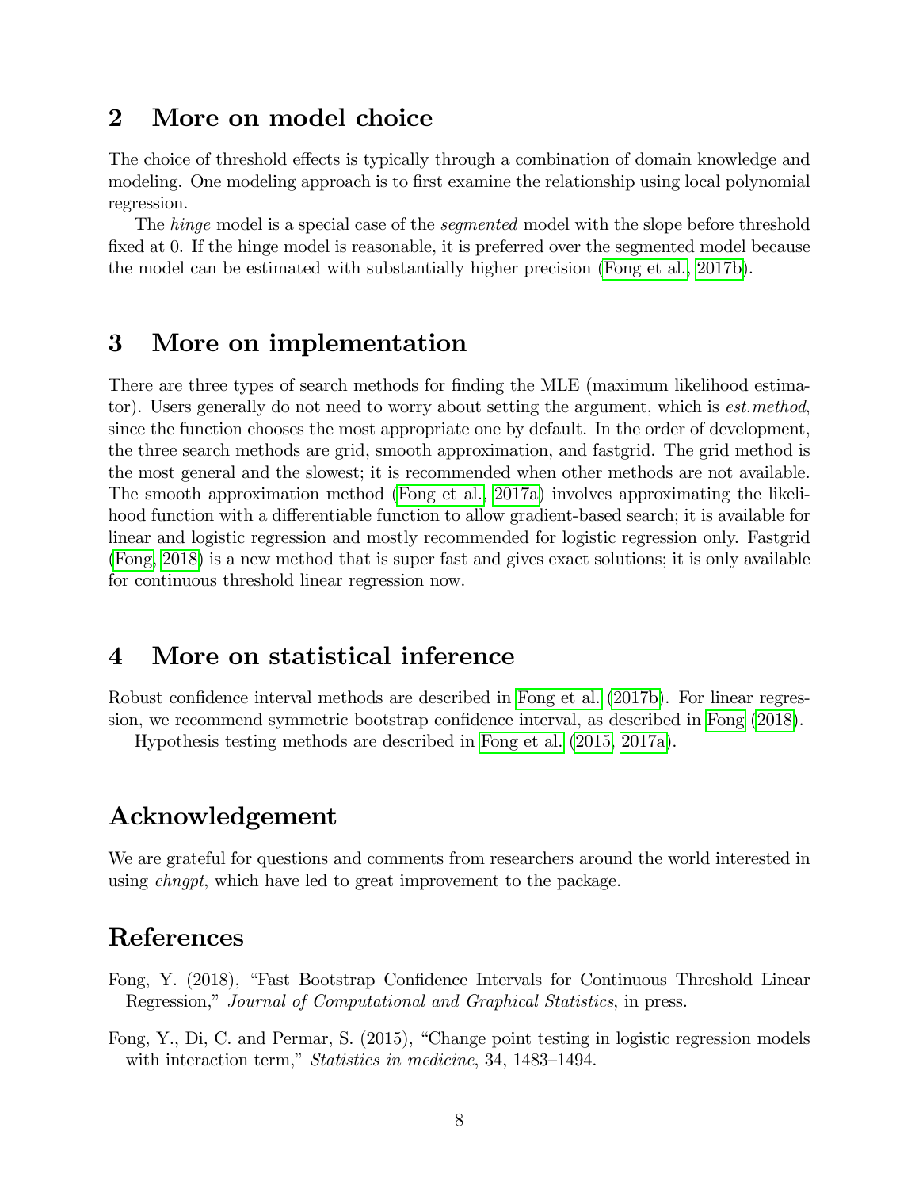## 2 More on model choice

The choice of threshold effects is typically through a combination of domain knowledge and modeling. One modeling approach is to first examine the relationship using local polynomial regression.

The *hinge* model is a special case of the *segmented* model with the slope before threshold fixed at 0. If the hinge model is reasonable, it is preferred over the segmented model because the model can be estimated with substantially higher precision (Fong et al., 2017b).

## 3 More on implementation

There are three types of search methods for finding the MLE (maximum likelihood estimator). Users generally do not need to worry about setting the argument, which is *est.method*, since the function chooses the most appropriate one by default. In the order of development, the three search methods are grid, smooth approximation, and fastgrid. The grid method is the most general and the slowest; it is recommended when other methods are not available. The smooth approximation method (Fong et al., 2017a) involves approximating the likelihood function with a differentiable function to allow gradient-based search; it is available for linear and logistic regression and mostly recommended for logistic regression only. Fastgrid (Fong, 2018) is a new method that is super fast and gives exact solutions; it is only available for continuous threshold linear regression now.

## 4 More on statistical inference

Robust confidence interval methods are described in Fong et al. (2017b). For linear regression, we recommend symmetric bootstrap confidence interval, as described in Fong (2018).

Hypothesis testing methods are described in Fong et al. (2015, 2017a).

## Acknowledgement

We are grateful for questions and comments from researchers around the world interested in using *chngpt*, which have led to great improvement to the package.

## References

Fong, Y. (2018), "Fast Bootstrap Confidence Intervals for Continuous Threshold Linear Regression," *Journal of Computational and Graphical Statistics*, in press.

Fong, Y., Di, C. and Permar, S. (2015), "Change point testing in logistic regression models with interaction term," *Statistics in medicine*, 34, 1483–1494.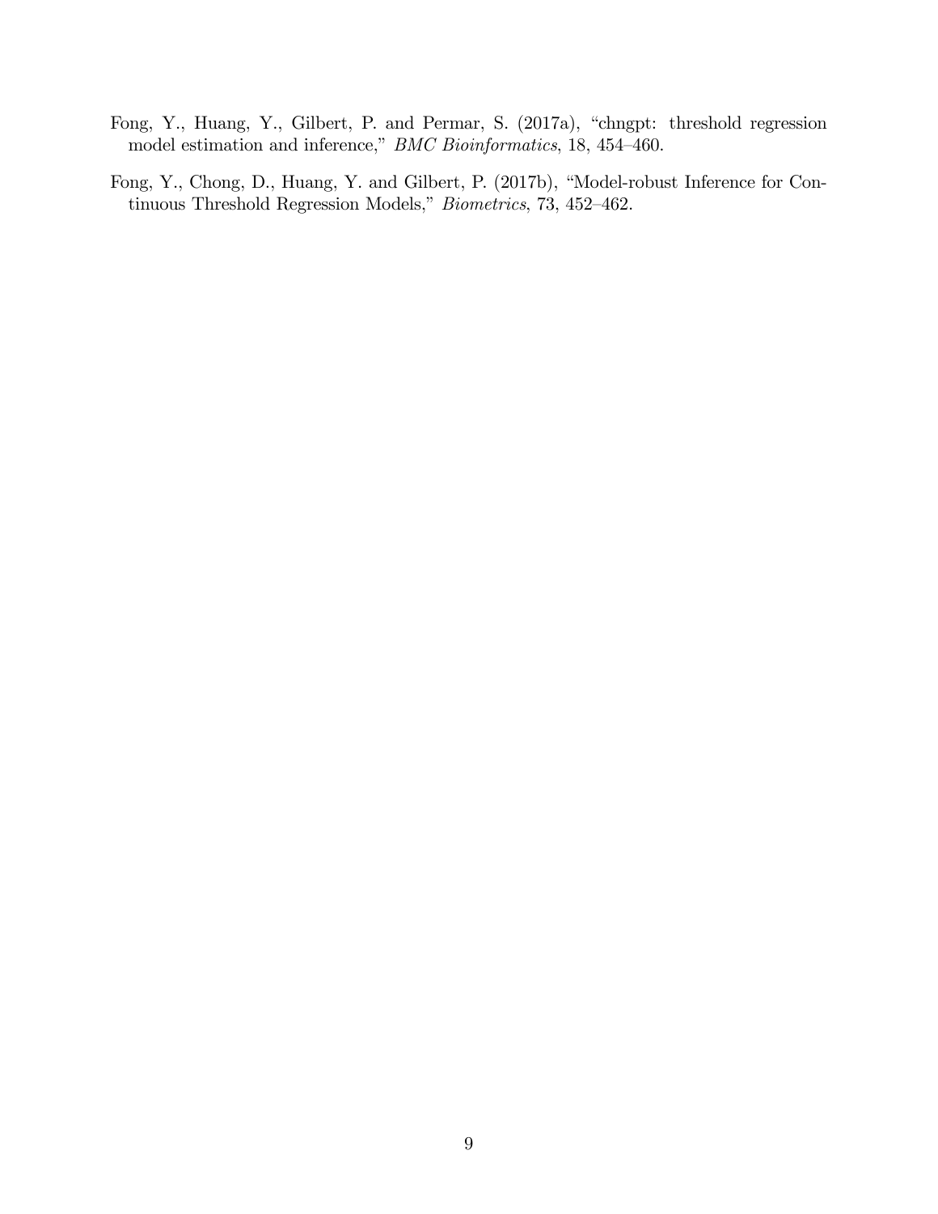Fong, Y., Huang, Y., Gilbert, P. and Permar, S. (2017a), "chngpt: threshold regression model estimation and inference," *BMC Bioinformatics*, 18, 454–460.

Fong, Y., Chong, D., Huang, Y. and Gilbert, P. (2017b), "Model-robust Inference for Continuous Threshold Regression Models," *Biometrics*, 73, 452–462.